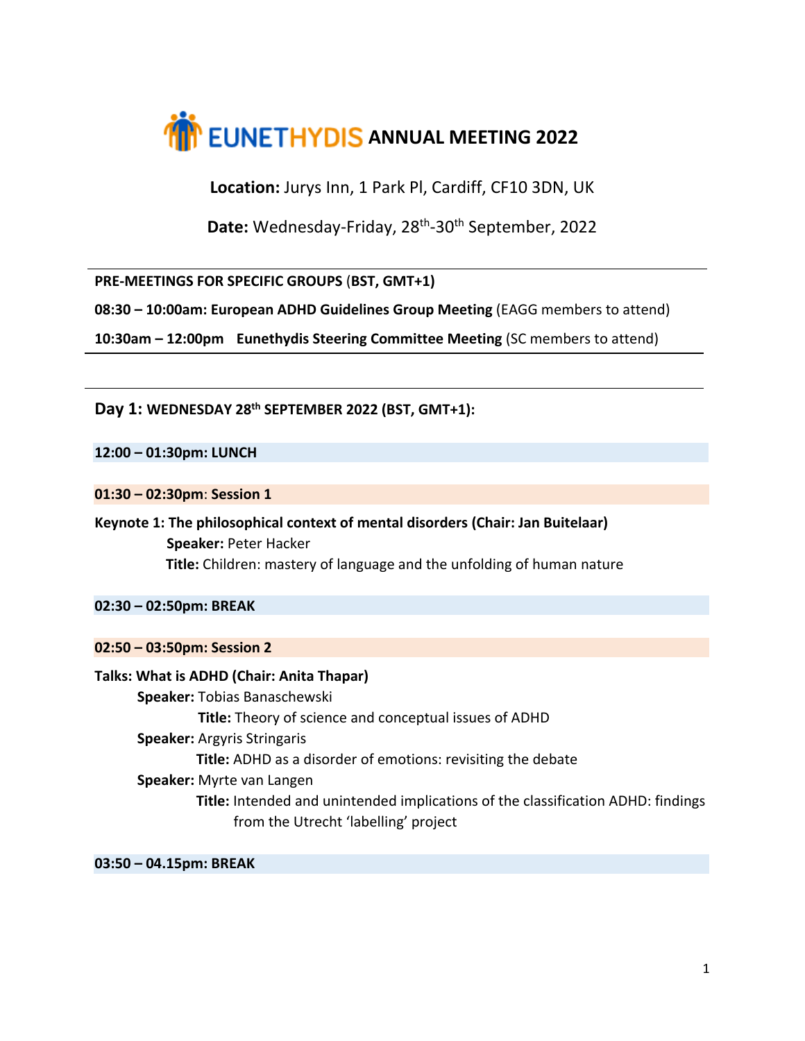# EUNETHYDIS ANNUAL MEETING 2022

**Location:** Jurys Inn, 1 Park Pl, Cardiff, CF10 3DN, UK

**Date:** Wednesday-Friday, 28th-30th September, 2022

---

**PRE-MEETINGS FOR SPECIFIC GROUPS (BST, GMT+1)**

**08:30 – 10:00am: European ADHD Guidelines Group Meeting** (EAGG members to attend)

**10:30am – 12:00pm Eunethydis Steering Committee Meeting** (SC members to attend)

---

## Day 1: WEDNESDAY 28th SEPTEMBER 2022 (BST, GMT+1):

**12:00 – 01:30pm: LUNCH**

**01:30 – 02:30pm: Session 1**

**Keynote 1: The philosophical context of mental disorders (Chair: Jan Buitelaar)**

**Speaker:** Peter Hacker
**Title:** Children: mastery of language and the unfolding of human nature

**02:30 – 02:50pm: BREAK**

**02:50 – 03:50pm: Session 2**

**Talks: What is ADHD (Chair: Anita Thapar)**

**Speaker:** Tobias Banaschewski
**Title:** Theory of science and conceptual issues of ADHD

**Speaker:** Argyris Stringaris
**Title:** ADHD as a disorder of emotions: revisiting the debate

**Speaker:** Myrte van Langen
**Title:** Intended and unintended implications of the classification ADHD: findings from the Utrecht 'labelling' project

**03:50 – 04.15pm: BREAK**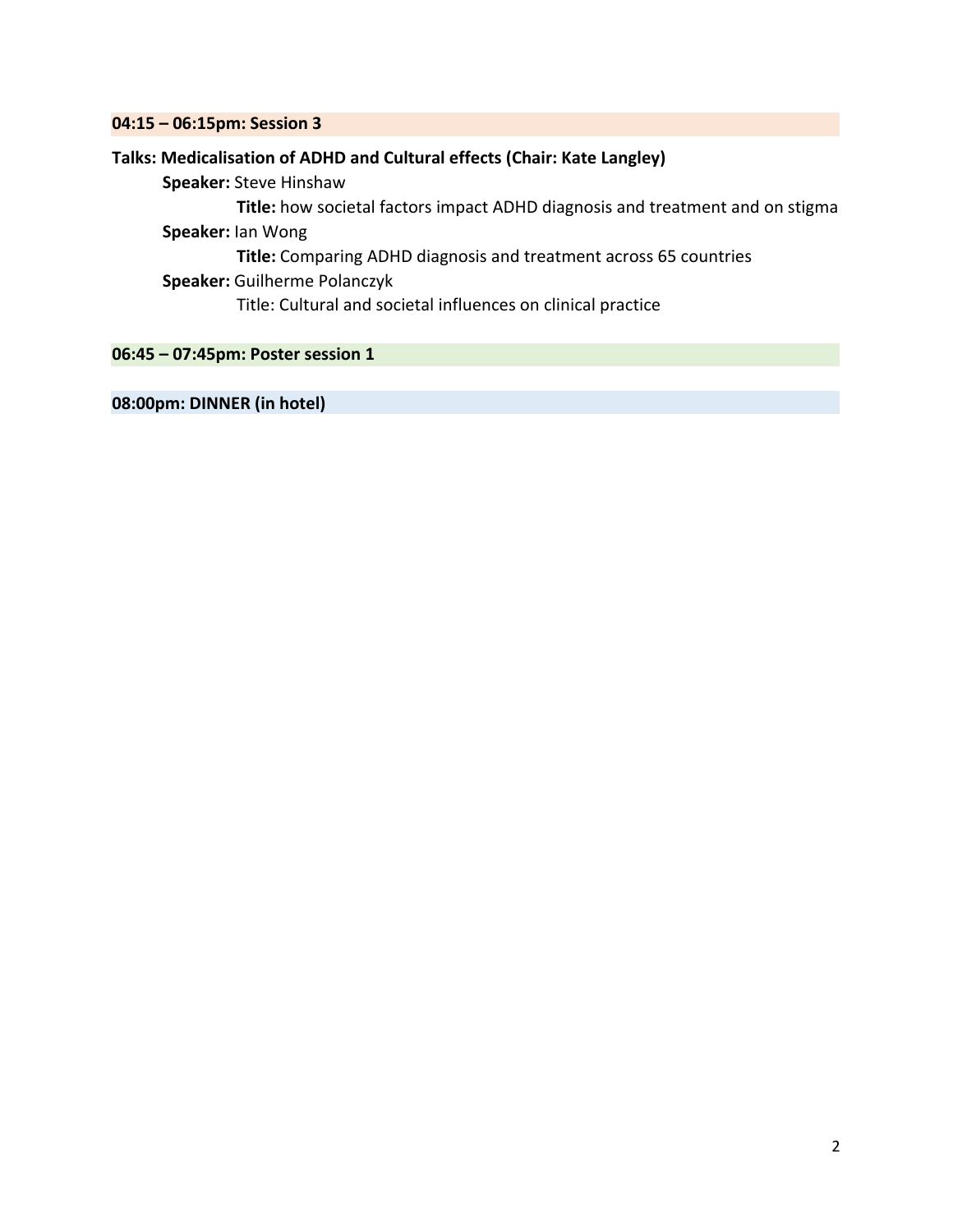**04:15 – 06:15pm: Session 3**

**Talks: Medicalisation of ADHD and Cultural effects (Chair: Kate Langley)**

**Speaker:** Steve Hinshaw

**Title:** how societal factors impact ADHD diagnosis and treatment and on stigma

**Speaker:** Ian Wong

**Title:** Comparing ADHD diagnosis and treatment across 65 countries

**Speaker:** Guilherme Polanczyk

Title: Cultural and societal influences on clinical practice

**06:45 – 07:45pm: Poster session 1**

**08:00pm: DINNER (in hotel)**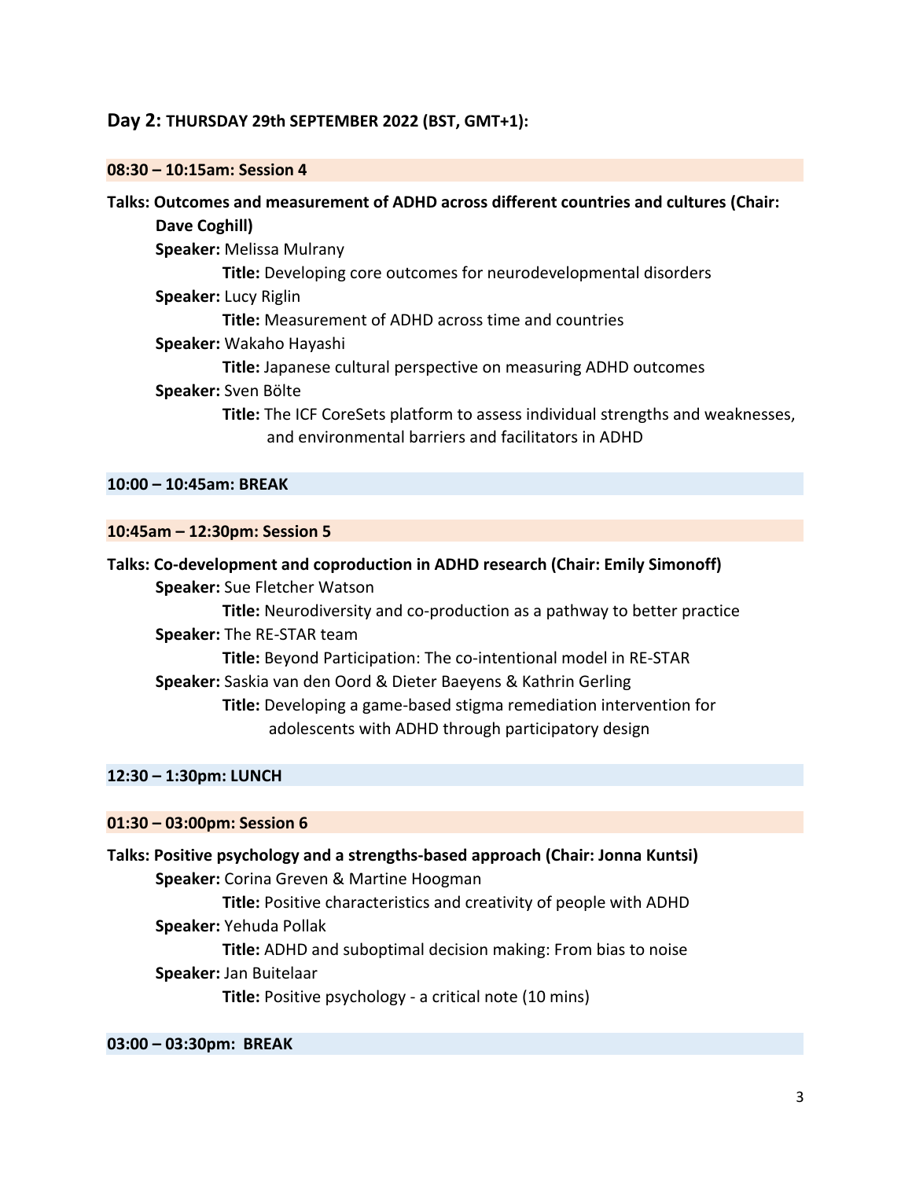## Day 2: THURSDAY 29th SEPTEMBER 2022 (BST, GMT+1):

**08:30 – 10:15am: Session 4**

**Talks: Outcomes and measurement of ADHD across different countries and cultures (Chair: Dave Coghill)**

- **Speaker:** Melissa Mulrany
  - **Title:** Developing core outcomes for neurodevelopmental disorders
- **Speaker:** Lucy Riglin
  - **Title:** Measurement of ADHD across time and countries
- **Speaker:** Wakaho Hayashi
  - **Title:** Japanese cultural perspective on measuring ADHD outcomes
- **Speaker:** Sven Bölte
  - **Title:** The ICF CoreSets platform to assess individual strengths and weaknesses, and environmental barriers and facilitators in ADHD

**10:00 – 10:45am: BREAK**

**10:45am – 12:30pm: Session 5**

**Talks: Co-development and coproduction in ADHD research (Chair: Emily Simonoff)**

- **Speaker:** Sue Fletcher Watson
  - **Title:** Neurodiversity and co-production as a pathway to better practice
- **Speaker:** The RE-STAR team
  - **Title:** Beyond Participation: The co-intentional model in RE-STAR
- **Speaker:** Saskia van den Oord & Dieter Baeyens & Kathrin Gerling
  - **Title:** Developing a game-based stigma remediation intervention for adolescents with ADHD through participatory design

**12:30 – 1:30pm: LUNCH**

**01:30 – 03:00pm: Session 6**

**Talks: Positive psychology and a strengths-based approach (Chair: Jonna Kuntsi)**

- **Speaker:** Corina Greven & Martine Hoogman
  - **Title:** Positive characteristics and creativity of people with ADHD
- **Speaker:** Yehuda Pollak
  - **Title:** ADHD and suboptimal decision making: From bias to noise
- **Speaker:** Jan Buitelaar
  - **Title:** Positive psychology - a critical note (10 mins)

**03:00 – 03:30pm: BREAK**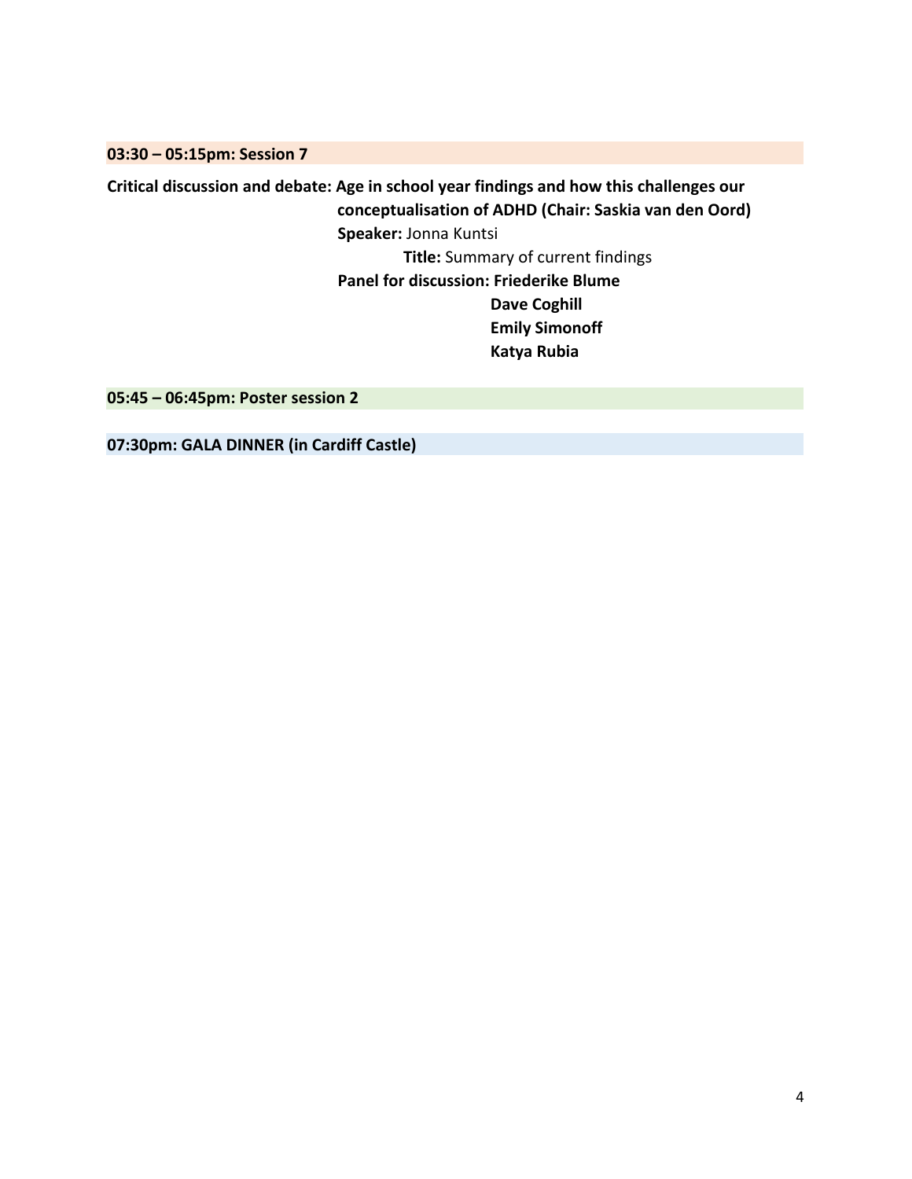**03:30 – 05:15pm: Session 7**

**Critical discussion and debate: Age in school year findings and how this challenges our conceptualisation of ADHD (Chair: Saskia van den Oord)**

**Speaker:** Jonna Kuntsi

**Title:** Summary of current findings

**Panel for discussion:**
- **Friederike Blume**
- **Dave Coghill**
- **Emily Simonoff**
- **Katya Rubia**

**05:45 – 06:45pm: Poster session 2**

**07:30pm: GALA DINNER (in Cardiff Castle)**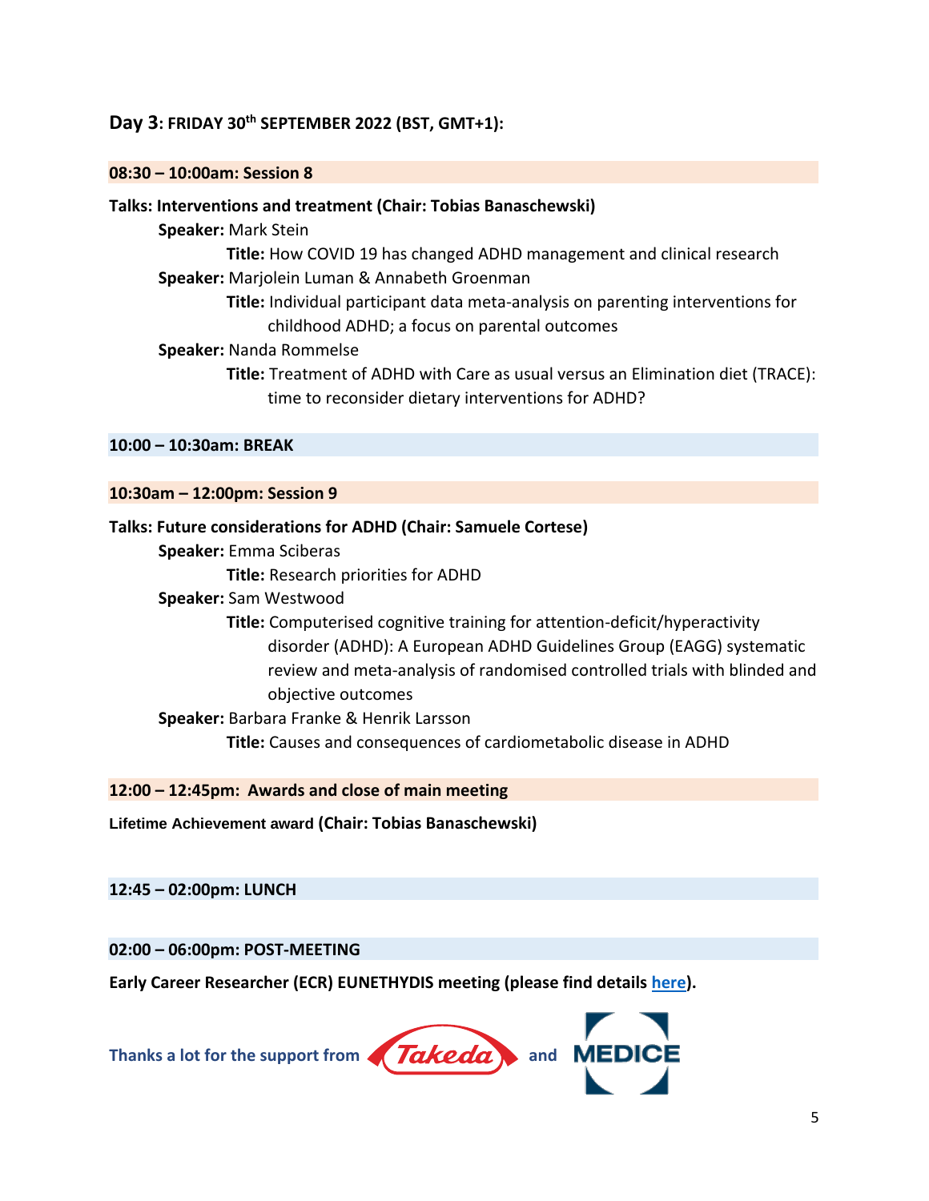## Day 3: FRIDAY 30th SEPTEMBER 2022 (BST, GMT+1):

**08:30 – 10:00am: Session 8**

**Talks: Interventions and treatment (Chair: Tobias Banaschewski)**

**Speaker:** Mark Stein
**Title:** How COVID 19 has changed ADHD management and clinical research

**Speaker:** Marjolein Luman & Annabeth Groenman
**Title:** Individual participant data meta-analysis on parenting interventions for childhood ADHD; a focus on parental outcomes

**Speaker:** Nanda Rommelse
**Title:** Treatment of ADHD with Care as usual versus an Elimination diet (TRACE): time to reconsider dietary interventions for ADHD?

**10:00 – 10:30am: BREAK**

**10:30am – 12:00pm: Session 9**

**Talks: Future considerations for ADHD (Chair: Samuele Cortese)**

**Speaker:** Emma Sciberas
**Title:** Research priorities for ADHD

**Speaker:** Sam Westwood
**Title:** Computerised cognitive training for attention-deficit/hyperactivity disorder (ADHD): A European ADHD Guidelines Group (EAGG) systematic review and meta-analysis of randomised controlled trials with blinded and objective outcomes

**Speaker:** Barbara Franke & Henrik Larsson
**Title:** Causes and consequences of cardiometabolic disease in ADHD

**12:00 – 12:45pm: Awards and close of main meeting**

**Lifetime Achievement award (Chair: Tobias Banaschewski)**

**12:45 – 02:00pm: LUNCH**

**02:00 – 06:00pm: POST-MEETING**

**Early Career Researcher (ECR) EUNETHYDIS meeting (please find details here).**

**Thanks a lot for the support from** Takeda **and** MEDICE